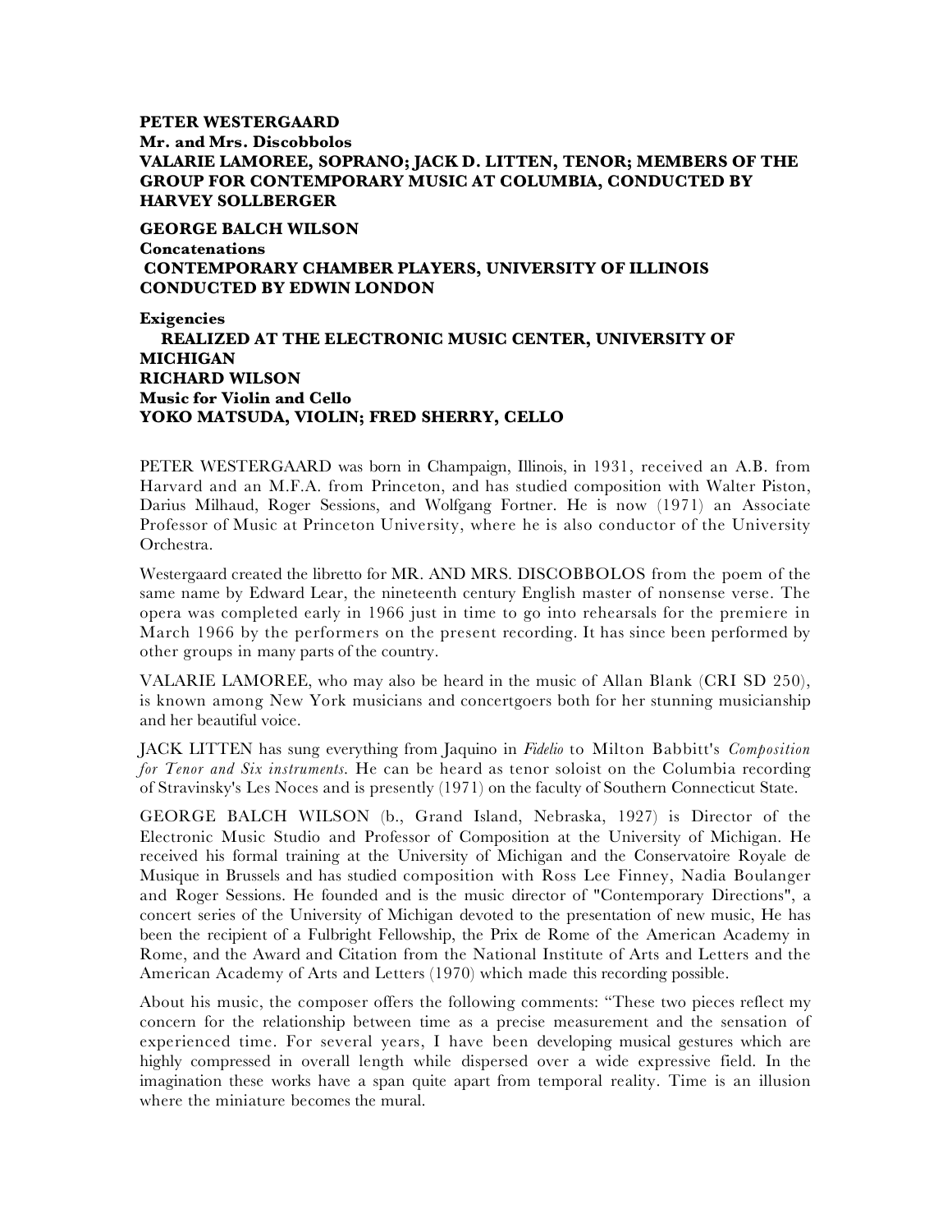**PETER WESTERGAARD**
**Mr. and Mrs. Discobbolos**
**VALARIE LAMOREE, SOPRANO; JACK D. LITTEN, TENOR; MEMBERS OF THE GROUP FOR CONTEMPORARY MUSIC AT COLUMBIA, CONDUCTED BY HARVEY SOLLBERGER**

**GEORGE BALCH WILSON**
**Concatenations**
**CONTEMPORARY CHAMBER PLAYERS, UNIVERSITY OF ILLINOIS CONDUCTED BY EDWIN LONDON**

**Exigencies**
**REALIZED AT THE ELECTRONIC MUSIC CENTER, UNIVERSITY OF MICHIGAN**
**RICHARD WILSON**
**Music for Violin and Cello**
**YOKO MATSUDA, VIOLIN; FRED SHERRY, CELLO**

PETER WESTERGAARD was born in Champaign, Illinois, in 1931, received an A.B. from Harvard and an M.F.A. from Princeton, and has studied composition with Walter Piston, Darius Milhaud, Roger Sessions, and Wolfgang Fortner. He is now (1971) an Associate Professor of Music at Princeton University, where he is also conductor of the University Orchestra.

Westergaard created the libretto for MR. AND MRS. DISCOBBOLOS from the poem of the same name by Edward Lear, the nineteenth century English master of nonsense verse. The opera was completed early in 1966 just in time to go into rehearsals for the premiere in March 1966 by the performers on the present recording. It has since been performed by other groups in many parts of the country.

VALARIE LAMOREE, who may also be heard in the music of Allan Blank (CRI SD 250), is known among New York musicians and concertgoers both for her stunning musicianship and her beautiful voice.

JACK LITTEN has sung everything from Jaquino in *Fidelio* to Milton Babbitt's *Composition for Tenor and Six instruments*. He can be heard as tenor soloist on the Columbia recording of Stravinsky's Les Noces and is presently (1971) on the faculty of Southern Connecticut State.

GEORGE BALCH WILSON (b., Grand Island, Nebraska, 1927) is Director of the Electronic Music Studio and Professor of Composition at the University of Michigan. He received his formal training at the University of Michigan and the Conservatoire Royale de Musique in Brussels and has studied composition with Ross Lee Finney, Nadia Boulanger and Roger Sessions. He founded and is the music director of "Contemporary Directions", a concert series of the University of Michigan devoted to the presentation of new music, He has been the recipient of a Fulbright Fellowship, the Prix de Rome of the American Academy in Rome, and the Award and Citation from the National Institute of Arts and Letters and the American Academy of Arts and Letters (1970) which made this recording possible.

About his music, the composer offers the following comments: "These two pieces reflect my concern for the relationship between time as a precise measurement and the sensation of experienced time. For several years, I have been developing musical gestures which are highly compressed in overall length while dispersed over a wide expressive field. In the imagination these works have a span quite apart from temporal reality. Time is an illusion where the miniature becomes the mural.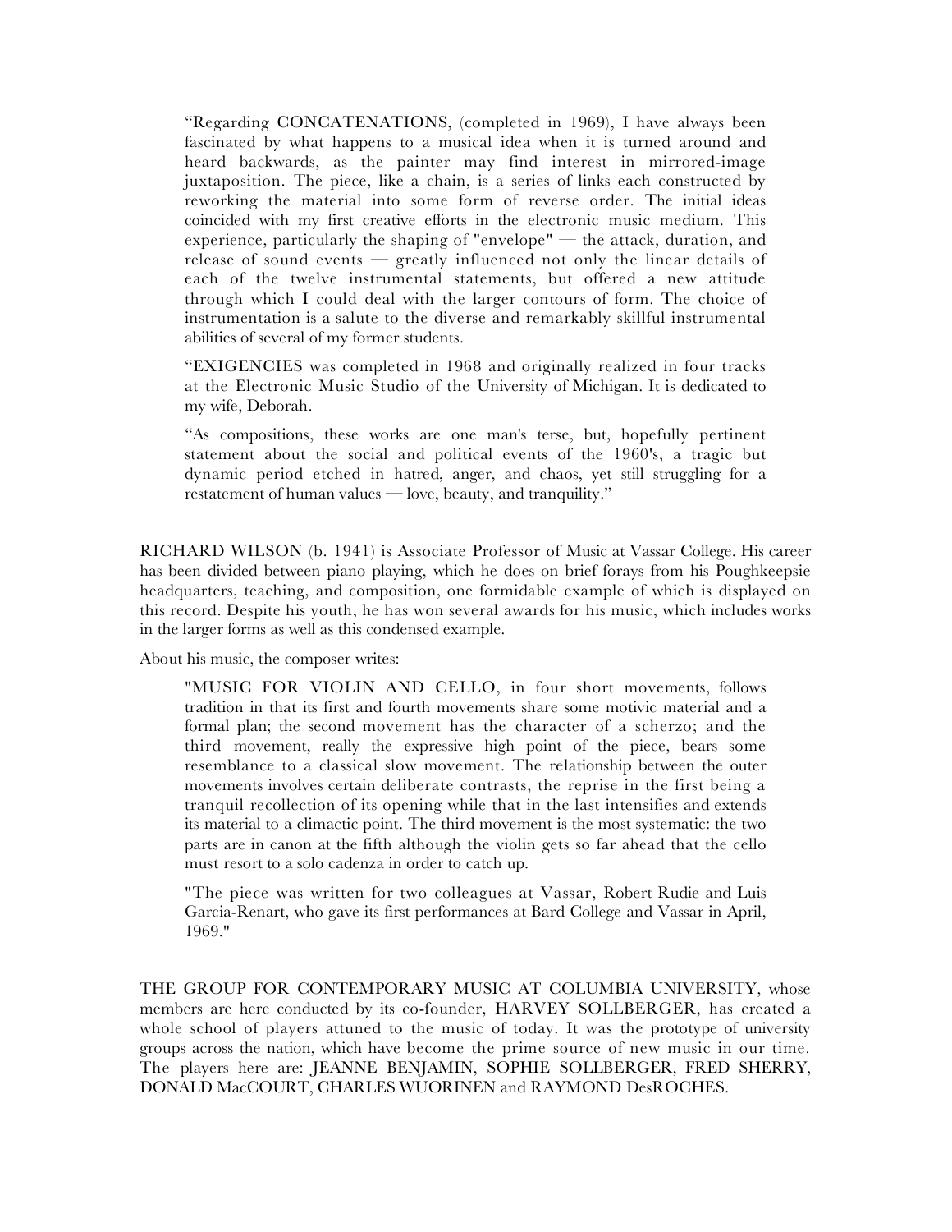> "Regarding CONCATENATIONS, (completed in 1969), I have always been fascinated by what happens to a musical idea when it is turned around and heard backwards, as the painter may find interest in mirrored-image juxtaposition. The piece, like a chain, is a series of links each constructed by reworking the material into some form of reverse order. The initial ideas coincided with my first creative efforts in the electronic music medium. This experience, particularly the shaping of "envelope" — the attack, duration, and release of sound events — greatly influenced not only the linear details of each of the twelve instrumental statements, but offered a new attitude through which I could deal with the larger contours of form. The choice of instrumentation is a salute to the diverse and remarkably skillful instrumental abilities of several of my former students.
>
> "EXIGENCIES was completed in 1968 and originally realized in four tracks at the Electronic Music Studio of the University of Michigan. It is dedicated to my wife, Deborah.
>
> "As compositions, these works are one man's terse, but, hopefully pertinent statement about the social and political events of the 1960's, a tragic but dynamic period etched in hatred, anger, and chaos, yet still struggling for a restatement of human values — love, beauty, and tranquility."

RICHARD WILSON (b. 1941) is Associate Professor of Music at Vassar College. His career has been divided between piano playing, which he does on brief forays from his Poughkeepsie headquarters, teaching, and composition, one formidable example of which is displayed on this record. Despite his youth, he has won several awards for his music, which includes works in the larger forms as well as this condensed example.

About his music, the composer writes:

> "MUSIC FOR VIOLIN AND CELLO, in four short movements, follows tradition in that its first and fourth movements share some motivic material and a formal plan; the second movement has the character of a scherzo; and the third movement, really the expressive high point of the piece, bears some resemblance to a classical slow movement. The relationship between the outer movements involves certain deliberate contrasts, the reprise in the first being a tranquil recollection of its opening while that in the last intensifies and extends its material to a climactic point. The third movement is the most systematic: the two parts are in canon at the fifth although the violin gets so far ahead that the cello must resort to a solo cadenza in order to catch up.
>
> "The piece was written for two colleagues at Vassar, Robert Rudie and Luis Garcia-Renart, who gave its first performances at Bard College and Vassar in April, 1969."

THE GROUP FOR CONTEMPORARY MUSIC AT COLUMBIA UNIVERSITY, whose members are here conducted by its co-founder, HARVEY SOLLBERGER, has created a whole school of players attuned to the music of today. It was the prototype of university groups across the nation, which have become the prime source of new music in our time. The players here are: JEANNE BENJAMIN, SOPHIE SOLLBERGER, FRED SHERRY, DONALD MacCOURT, CHARLES WUORINEN and RAYMOND DesROCHES.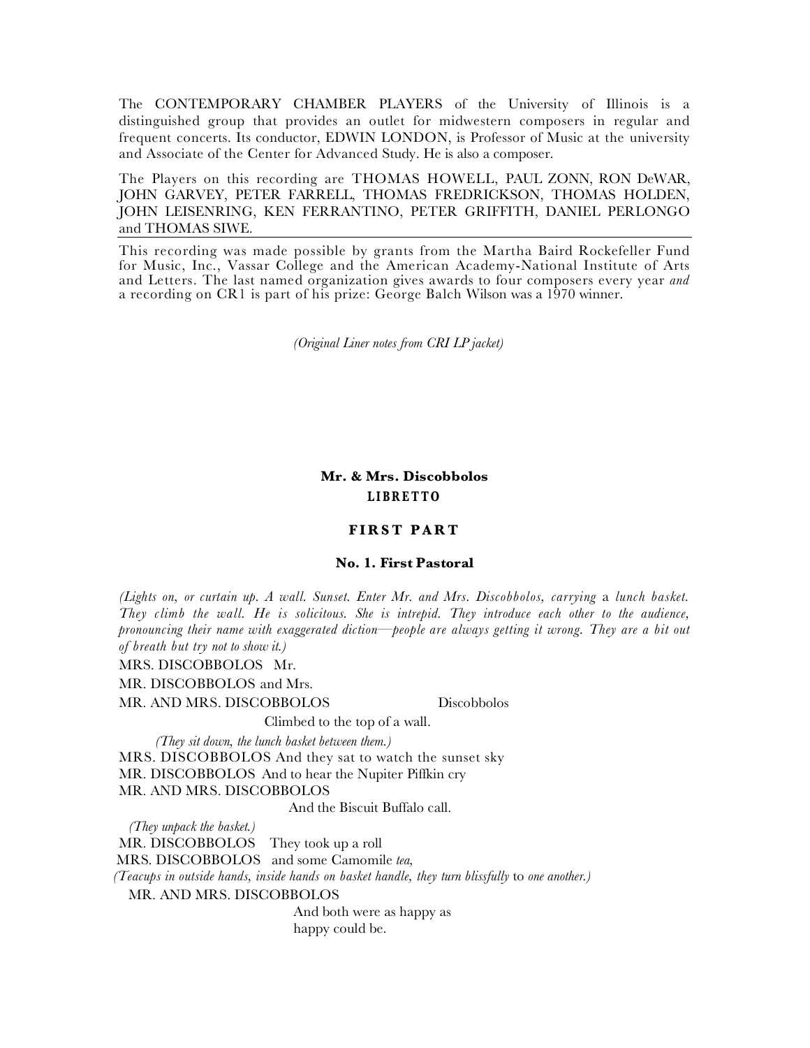The CONTEMPORARY CHAMBER PLAYERS of the University of Illinois is a distinguished group that provides an outlet for midwestern composers in regular and frequent concerts. Its conductor, EDWIN LONDON, is Professor of Music at the university and Associate of the Center for Advanced Study. He is also a composer.

The Players on this recording are THOMAS HOWELL, PAUL ZONN, RON DeWAR, JOHN GARVEY, PETER FARRELL, THOMAS FREDRICKSON, THOMAS HOLDEN, JOHN LEISENRING, KEN FERRANTINO, PETER GRIFFITH, DANIEL PERLONGO and THOMAS SIWE.

---

This recording was made possible by grants from the Martha Baird Rockefeller Fund for Music, Inc., Vassar College and the American Academy-National Institute of Arts and Letters. The last named organization gives awards to four composers every year *and* a recording on CRI is part of his prize: George Balch Wilson was a 1970 winner.

*(Original Liner notes from CRI LP jacket)*

## Mr. & Mrs. Discobbolos

### LIBRETTO

### FIRST PART

#### No. 1. First Pastoral

*(Lights on, or curtain up. A wall. Sunset. Enter Mr. and Mrs. Discobbolos, carrying* a *lunch basket. They climb the wall. He is solicitous. She is intrepid. They introduce each other to the audience, pronouncing their name with exaggerated diction—people are always getting it wrong. They are a bit out of breath but try not to show it.)*

MRS. DISCOBBOLOS Mr.

MR. DISCOBBOLOS and Mrs.

MR. AND MRS. DISCOBBOLOS Discobbolos

Climbed to the top of a wall.

*(They sit down, the lunch basket between them.)*

MRS. DISCOBBOLOS And they sat to watch the sunset sky

MR. DISCOBBOLOS And to hear the Nupiter Piffkin cry

MR. AND MRS. DISCOBBOLOS

And the Biscuit Buffalo call.

*(They unpack the basket.)*

MR. DISCOBBOLOS They took up a roll

MRS. DISCOBBOLOS and some Camomile *tea,*

*(Teacups in outside hands, inside hands on basket handle, they turn blissfully* to *one another.)*

MR. AND MRS. DISCOBBOLOS

And both were as happy as
happy could be.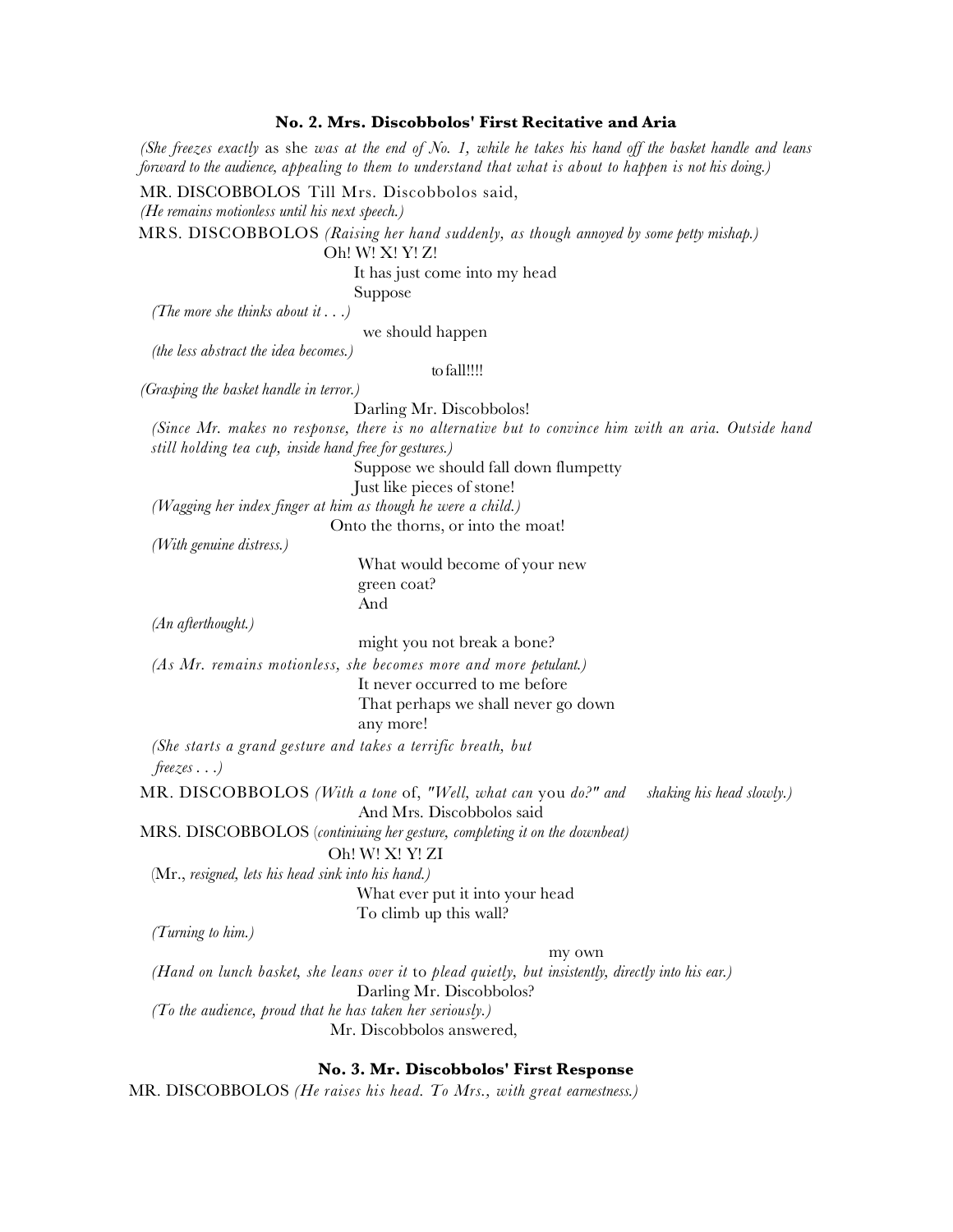### No. 2. Mrs. Discobbolos' First Recitative and Aria

*(She freezes exactly* as she *was at the end of No. 1, while he takes his hand off the basket handle and leans forward to the audience, appealing to them to understand that what is about to happen is not his doing.)*

MR. DISCOBBOLOS Till Mrs. Discobbolos said,

*(He remains motionless until his next speech.)*

MRS. DISCOBBOLOS *(Raising her hand suddenly, as though annoyed by some petty mishap.)*

Oh! W! X! Y! Z!

It has just come into my head

Suppose

*(The more she thinks about it . . .)*

we should happen

*(the less abstract the idea becomes.)*

to fall!!!!

*(Grasping the basket handle in terror.)*

Darling Mr. Discobbolos!

*(Since Mr. makes no response, there is no alternative but to convince him with an aria. Outside hand still holding tea cup, inside hand free for gestures.)*

Suppose we should fall down flumpetty

Just like pieces of stone!

*(Wagging her index finger at him as though he were a child.)*

Onto the thorns, or into the moat!

*(With genuine distress.)*

What would become of your new

green coat?

And

*(An afterthought.)*

might you not break a bone?

*(As Mr. remains motionless, she becomes more and more petulant.)*

It never occurred to me before

That perhaps we shall never go down

any more!

*(She starts a grand gesture and takes a terrific breath, but freezes . . .)*

MR. DISCOBBOLOS *(With a tone* of, *"Well, what can* you *do?" and shaking his head slowly.)*

And Mrs. Discobbolos said

MRS. DISCOBBOLOS (*continiuing her gesture, completing it on the downbeat)*

Oh! W! X! Y! ZI

(Mr., *resigned, lets his head sink into his hand.)*

What ever put it into your head

To climb up this wall?

*(Turning to him.)*

my own

*(Hand on lunch basket, she leans over it* to *plead quietly, but insistently, directly into his ear.)*

Darling Mr. Discobbolos?

*(To the audience, proud that he has taken her seriously.)*

Mr. Discobbolos answered,

### No. 3. Mr. Discobbolos' First Response

MR. DISCOBBOLOS *(He raises his head. To Mrs., with great earnestness.)*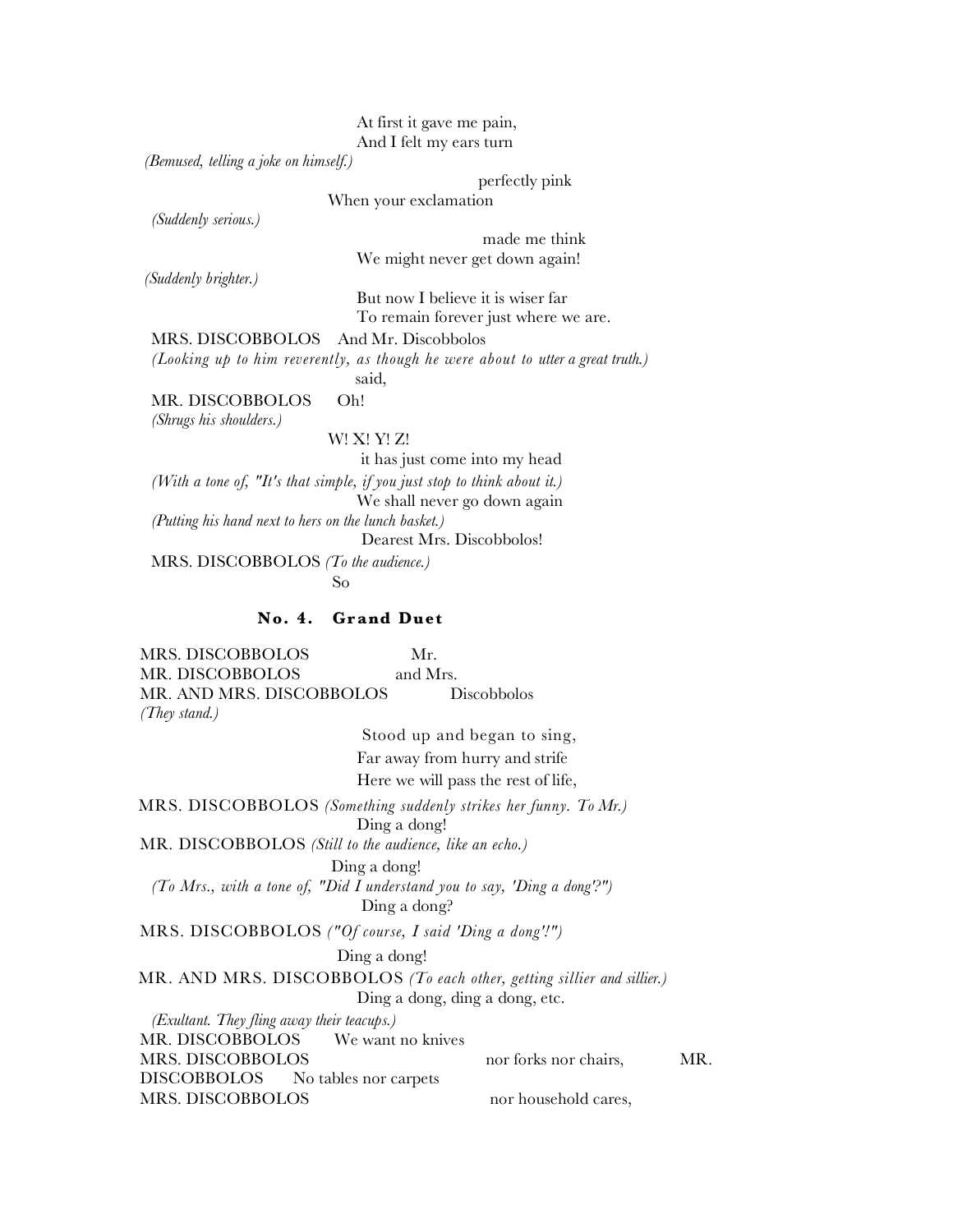At first it gave me pain,
And I felt my ears turn

*(Bemused, telling a joke on himself.)*

perfectly pink

When your exclamation

*(Suddenly serious.)*

made me think

We might never get down again!

*(Suddenly brighter.)*

But now I believe it is wiser far
To remain forever just where we are.

MRS. DISCOBBOLOS And Mr. Discobbolos

*(Looking up to him reverently, as though he were about to utter a great truth.)*

said,

MR. DISCOBBOLOS Oh!

*(Shrugs his shoulders.)*

W! X! Y! Z!

it has just come into my head

*(With a tone of, "It's that simple, if you just stop to think about it.)*

We shall never go down again

*(Putting his hand next to hers on the lunch basket.)*

Dearest Mrs. Discobbolos!

MRS. DISCOBBOLOS *(To the audience.)*

So

### No. 4. Grand Duet

MRS. DISCOBBOLOS Mr.
MR. DISCOBBOLOS and Mrs.
MR. AND MRS. DISCOBBOLOS Discobbolos

*(They stand.)*

Stood up and began to sing,
Far away from hurry and strife
Here we will pass the rest of life,

MRS. DISCOBBOLOS *(Something suddenly strikes her funny. To Mr.)*

Ding a dong!

MR. DISCOBBOLOS *(Still to the audience, like an echo.)*

Ding a dong!

*(To Mrs., with a tone of, "Did I understand you to say, 'Ding a dong'?")*

Ding a dong?

MRS. DISCOBBOLOS *("Of course, I said 'Ding a dong'!")*

Ding a dong!

MR. AND MRS. DISCOBBOLOS *(To each other, getting sillier and sillier.)*

Ding a dong, ding a dong, etc.

*(Exultant. They fling away their teacups.)*

MR. DISCOBBOLOS We want no knives
MRS. DISCOBBOLOS nor forks nor chairs,
MR. DISCOBBOLOS No tables nor carpets
MRS. DISCOBBOLOS nor household cares,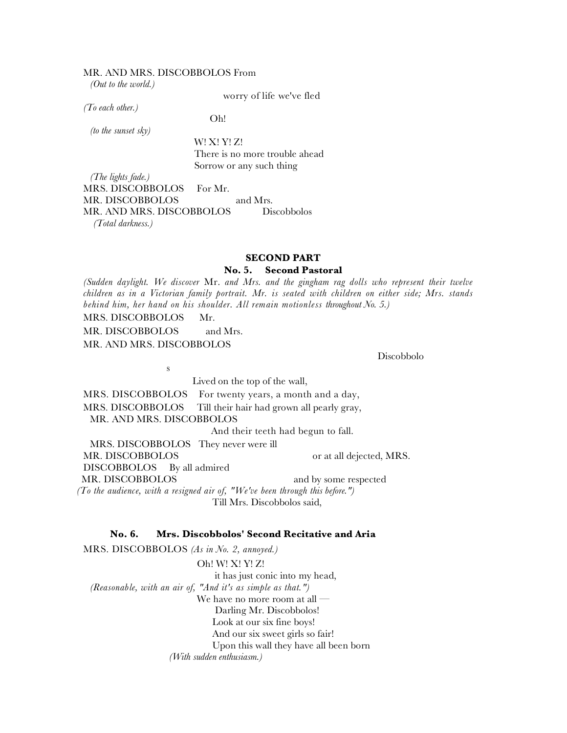MR. AND MRS. DISCOBBOLOS From

*(Out to the world.)*

worry of life we've fled

*(To each other.)*

Oh!

*(to the sunset sky)*

W! X! Y! Z!
There is no more trouble ahead
Sorrow or any such thing

*(The lights fade.)*

MRS. DISCOBBOLOS For Mr.

MR. DISCOBBOLOS and Mrs.

MR. AND MRS. DISCOBBOLOS Discobbolos

*(Total darkness.)*

## SECOND PART

### No. 5. Second Pastoral

*(Sudden daylight. We discover* Mr. *and Mrs. and the gingham rag dolls who represent their twelve children as in a Victorian family portrait. Mr. is seated with children on either side; Mrs. stands behind him, her hand on his shoulder. All remain motionless throughout No. 5.)*

MRS. DISCOBBOLOS Mr.

MR. DISCOBBOLOS and Mrs.

MR. AND MRS. DISCOBBOLOS

Discobbolo

s

Lived on the top of the wall,

MRS. DISCOBBOLOS For twenty years, a month and a day,

MRS. DISCOBBOLOS Till their hair had grown all pearly gray,

MR. AND MRS. DISCOBBOLOS

And their teeth had begun to fall.

MRS. DISCOBBOLOS They never were ill

MR. DISCOBBOLOS or at all dejected, MRS. DISCOBBOLOS By all admired

MR. DISCOBBOLOS and by some respected

*(To the audience, with a resigned air of, "We've been through this before.")*

Till Mrs. Discobbolos said,

### No. 6. Mrs. Discobbolos' Second Recitative and Aria

MRS. DISCOBBOLOS *(As in No. 2, annoyed.)*

Oh! W! X! Y! Z!
it has just conic into my head,

*(Reasonable, with an air of, "And it's as simple as that.")*

We have no more room at all —
Darling Mr. Discobbolos!
Look at our six fine boys!
And our six sweet girls so fair!
Upon this wall they have all been born

*(With sudden enthusiasm.)*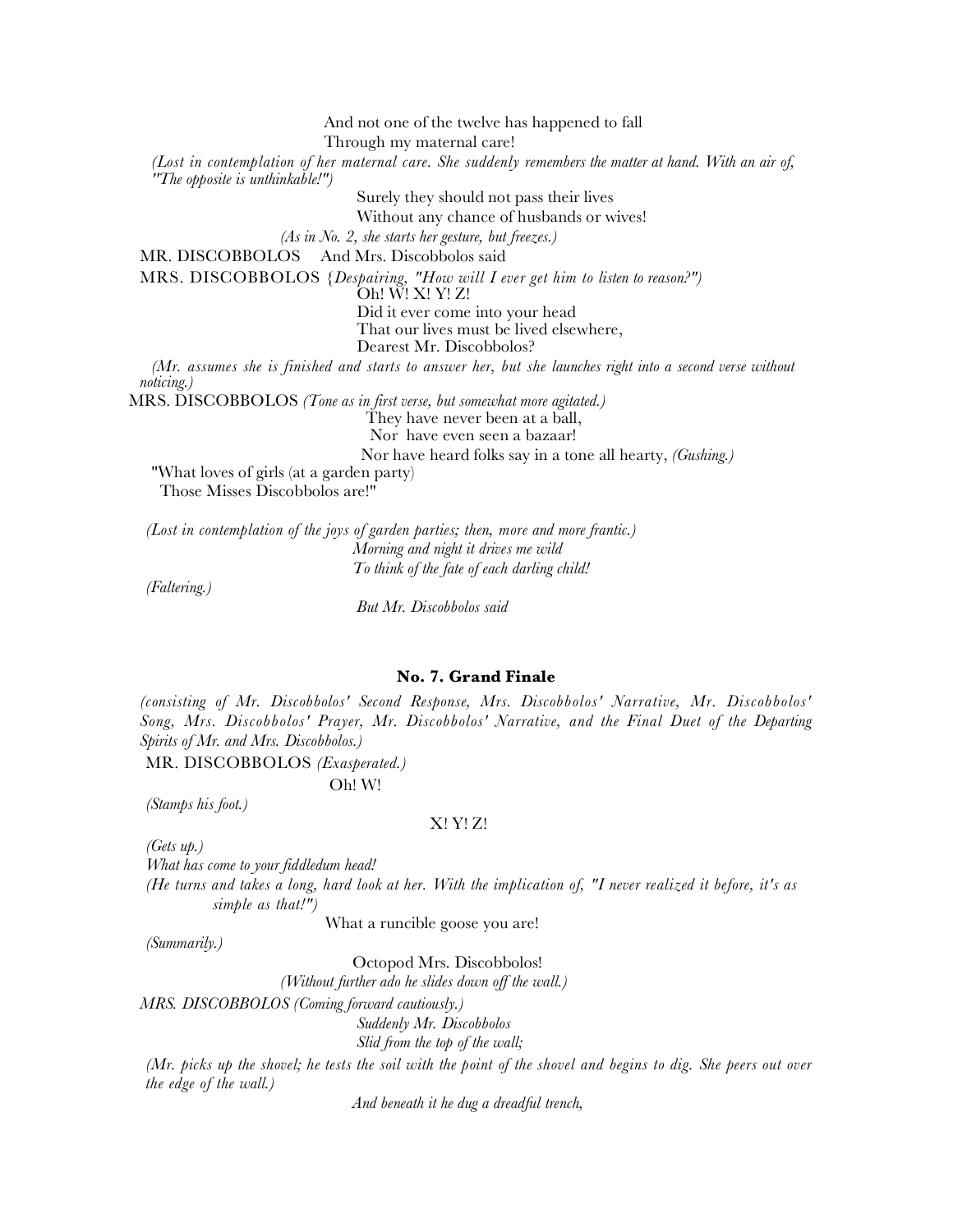And not one of the twelve has happened to fall
Through my maternal care!

*(Lost in contemplation of her maternal care. She suddenly remembers the matter at hand. With an air of, "The opposite is unthinkable!")*

Surely they should not pass their lives
Without any chance of husbands or wives!

*(As in No. 2, she starts her gesture, but freezes.)*

MR. DISCOBBOLOS And Mrs. Discobbolos said

MRS. DISCOBBOLOS {*Despairing, "How will I ever get him to listen to reason?")*

Oh! W! X! Y! Z!
Did it ever come into your head
That our lives must be lived elsewhere,
Dearest Mr. Discobbolos?

*(Mr. assumes she is finished and starts to answer her, but she launches right into a second verse without noticing.)*

MRS. DISCOBBOLOS *(Tone as in first verse, but somewhat more agitated.)*

They have never been at a ball,
Nor have even seen a bazaar!
Nor have heard folks say in a tone all hearty, *(Gushing.)*
"What loves of girls (at a garden party)
Those Misses Discobbolos are!"

*(Lost in contemplation of the joys of garden parties; then, more and more frantic.)*

*Morning and night it drives me wild*
*To think of the fate of each darling child!*

*(Faltering.)*

*But Mr. Discobbolos said*

**No. 7. Grand Finale**

*(consisting of Mr. Discobbolos' Second Response, Mrs. Discobbolos' Narrative, Mr. Discobbolos' Song, Mrs. Discobbolos' Prayer, Mr. Discobbolos' Narrative, and the Final Duet of the Departing Spirits of Mr. and Mrs. Discobbolos.)*

MR. DISCOBBOLOS *(Exasperated.)*

Oh! W!

*(Stamps his foot.)*

X! Y! Z!

*(Gets up.)*

*What has come to your fiddledum head!*

*(He turns and takes a long, hard look at her. With the implication of, "I never realized it before, it's as simple as that!")*

What a runcible goose you are!

*(Summarily.)*

Octopod Mrs. Discobbolos!

*(Without further ado he slides down off the wall.)*

*MRS. DISCOBBOLOS (Coming forward cautiously.)*

*Suddenly Mr. Discobbolos*
*Slid from the top of the wall;*

*(Mr. picks up the shovel; he tests the soil with the point of the shovel and begins to dig. She peers out over the edge of the wall.)*

*And beneath it he dug a dreadful trench,*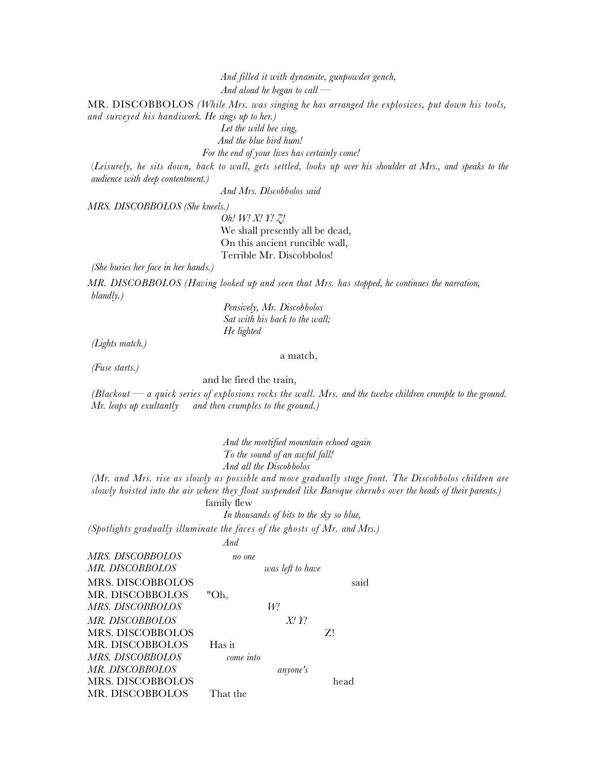*And filled it with dynamite, gunpowder gench,*
*And aloud he began to call —*

MR. DISCOBBOLOS *(While Mrs. was singing he has arranged the explosives, put down his tools, and surveyed his handiwork. He sings up to her.)*

*Let the wild bee sing,*
*And the blue bird hum!*
*For the end of your lives has certainly come!*

*(Leisurely, he sits down, back to wall, gets settled, looks up over his shoulder at Mrs., and speaks to the audience with deep contentment.)*

*And Mrs. Dlscobbolos said*

*MRS. DISCOBBOLOS (She kneels.)*

*Oh! W! X! Y! Z!*
We shall presently all be dead,
On this ancient runcible wall,
Terrible Mr. Discobbolos!

*(She buries her face in her hands.)*

*MR. DISCOBBOLOS (Having looked up and seen that Mrs. has stopped, he continues the narration, blandly.)*

*Pensively, Mr. Discobbolos*
*Sat with his back to the wall;*
*He lighted*

*(Lights match.)*

a match,

*(Fuse starts.)*

and he fired the train,

*(Blackout — a quick series of explosions rocks the wall. Mrs. and the twelve children crumple to the ground. Mr. leaps up exultantly and then crumples to the ground.)*

*And the mortified mountain echoed again*
*To the sound of an awful fall!*
*And all the Discobbolos*

*(Mr. and Mrs. rise as slowly as possible and move gradually stage front. The Discobbolos children are slowly hoisted into the air where they float suspended like Baroque cherubs over the heads of their parents.)*

family flew
*In thousands of bits to the sky so blue,*

*(Spotlights gradually illuminate the faces of the ghosts of Mr. and Mrs.)*

*And*

*MRS. DISCOBBOLOS* *no one*
*MR. DISCOBBOLOS* *was left to have*
MRS. DISCOBBOLOS said
MR. DISCOBBOLOS "Oh,
*MRS. DISCOBBOLOS* *W!*
*MR. DISCOBBOLOS* *X! Y!*
MRS. DISCOBBOLOS Z!
MR. DISCOBBOLOS Has it
*MRS. DISCOBBOLOS* *come into*
*MR. DISCOBBOLOS* *anyone's*
MRS. DISCOBBOLOS head
MR. DISCOBBOLOS That the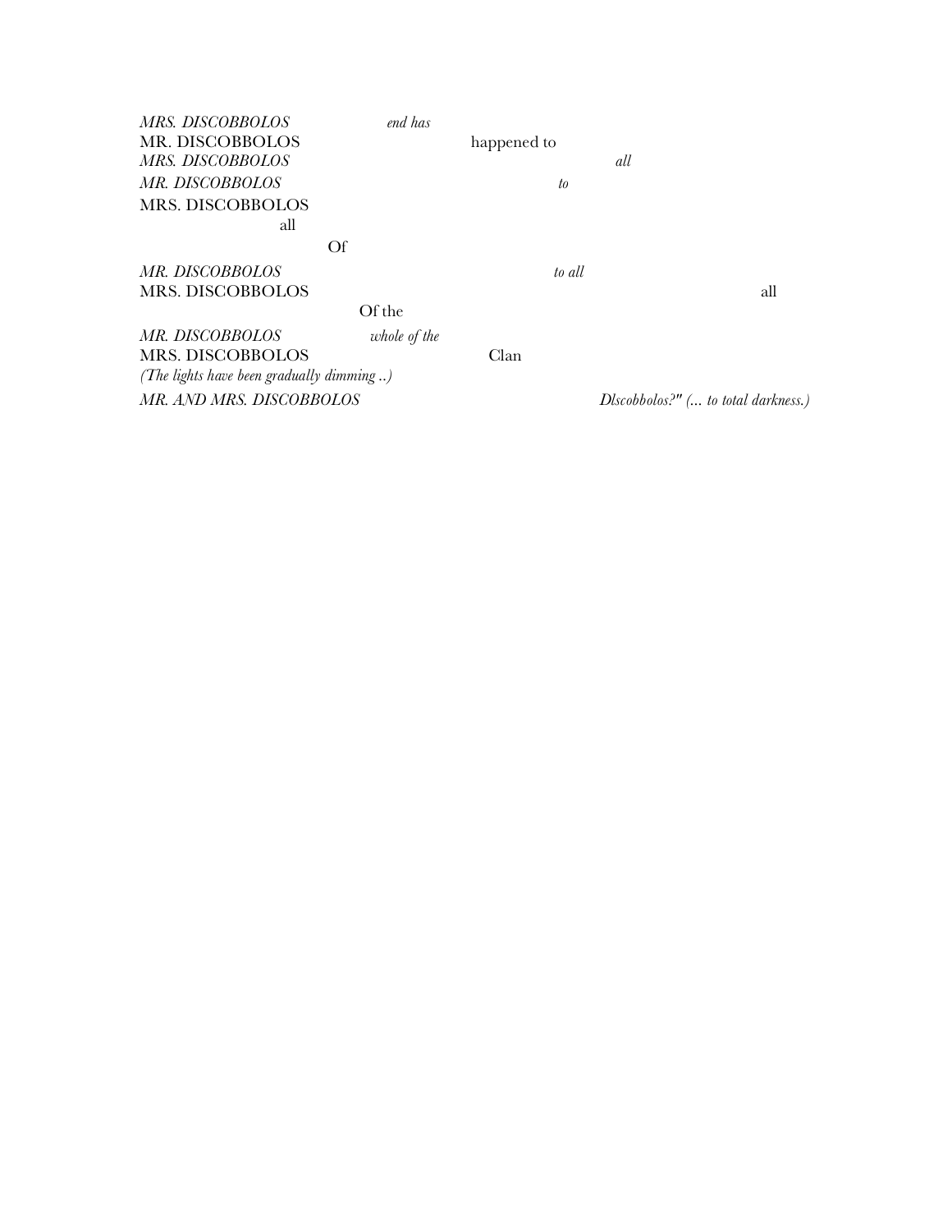*MRS. DISCOBBOLOS* *end has*

MR. DISCOBBOLOS happened to

*MRS. DISCOBBOLOS* *all*

*MR. DISCOBBOLOS* *to*

MRS. DISCOBBOLOS

all

Of

*MR. DISCOBBOLOS* *to all*

MRS. DISCOBBOLOS all

Of the

*MR. DISCOBBOLOS* *whole of the*

MRS. DISCOBBOLOS Clan

*(The lights have been gradually dimming ..)*

*MR. AND MRS. DISCOBBOLOS* *Dlscobbolos?" (... to total darkness.)*